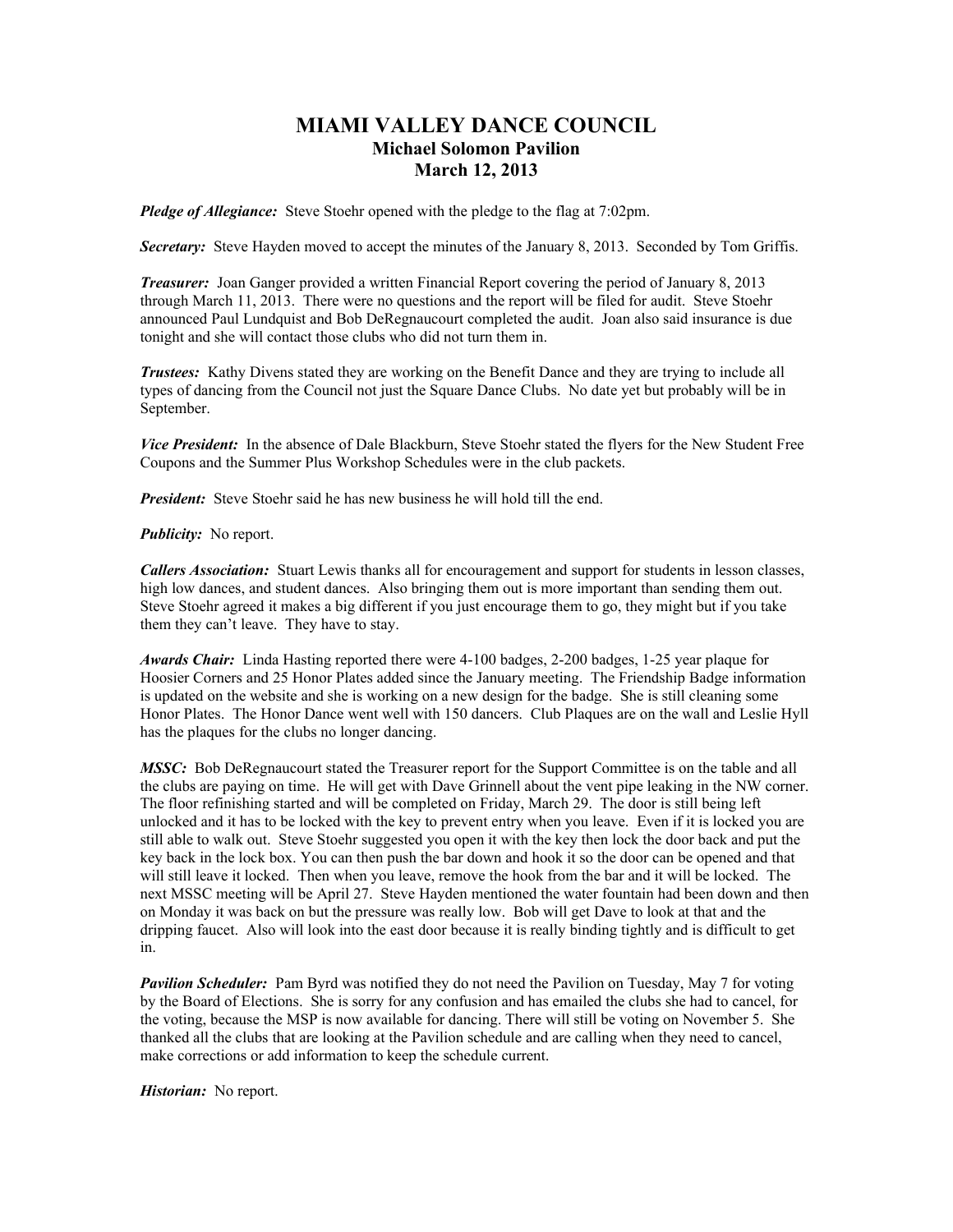# MIAMI VALLEY DANCE COUNCIL

## Michael Solomon Pavilion

## March 12, 2013

***Pledge of Allegiance:*** Steve Stoehr opened with the pledge to the flag at 7:02pm.

***Secretary:*** Steve Hayden moved to accept the minutes of the January 8, 2013. Seconded by Tom Griffis.

***Treasurer:*** Joan Ganger provided a written Financial Report covering the period of January 8, 2013 through March 11, 2013. There were no questions and the report will be filed for audit. Steve Stoehr announced Paul Lundquist and Bob DeRegnaucourt completed the audit. Joan also said insurance is due tonight and she will contact those clubs who did not turn them in.

***Trustees:*** Kathy Divens stated they are working on the Benefit Dance and they are trying to include all types of dancing from the Council not just the Square Dance Clubs. No date yet but probably will be in September.

***Vice President:*** In the absence of Dale Blackburn, Steve Stoehr stated the flyers for the New Student Free Coupons and the Summer Plus Workshop Schedules were in the club packets.

***President:*** Steve Stoehr said he has new business he will hold till the end.

***Publicity:*** No report.

***Callers Association:*** Stuart Lewis thanks all for encouragement and support for students in lesson classes, high low dances, and student dances. Also bringing them out is more important than sending them out. Steve Stoehr agreed it makes a big different if you just encourage them to go, they might but if you take them they can't leave. They have to stay.

***Awards Chair:*** Linda Hasting reported there were 4-100 badges, 2-200 badges, 1-25 year plaque for Hoosier Corners and 25 Honor Plates added since the January meeting. The Friendship Badge information is updated on the website and she is working on a new design for the badge. She is still cleaning some Honor Plates. The Honor Dance went well with 150 dancers. Club Plaques are on the wall and Leslie Hyll has the plaques for the clubs no longer dancing.

***MSSC:*** Bob DeRegnaucourt stated the Treasurer report for the Support Committee is on the table and all the clubs are paying on time. He will get with Dave Grinnell about the vent pipe leaking in the NW corner. The floor refinishing started and will be completed on Friday, March 29. The door is still being left unlocked and it has to be locked with the key to prevent entry when you leave. Even if it is locked you are still able to walk out. Steve Stoehr suggested you open it with the key then lock the door back and put the key back in the lock box. You can then push the bar down and hook it so the door can be opened and that will still leave it locked. Then when you leave, remove the hook from the bar and it will be locked. The next MSSC meeting will be April 27. Steve Hayden mentioned the water fountain had been down and then on Monday it was back on but the pressure was really low. Bob will get Dave to look at that and the dripping faucet. Also will look into the east door because it is really binding tightly and is difficult to get in.

***Pavilion Scheduler:*** Pam Byrd was notified they do not need the Pavilion on Tuesday, May 7 for voting by the Board of Elections. She is sorry for any confusion and has emailed the clubs she had to cancel, for the voting, because the MSP is now available for dancing. There will still be voting on November 5. She thanked all the clubs that are looking at the Pavilion schedule and are calling when they need to cancel, make corrections or add information to keep the schedule current.

***Historian:*** No report.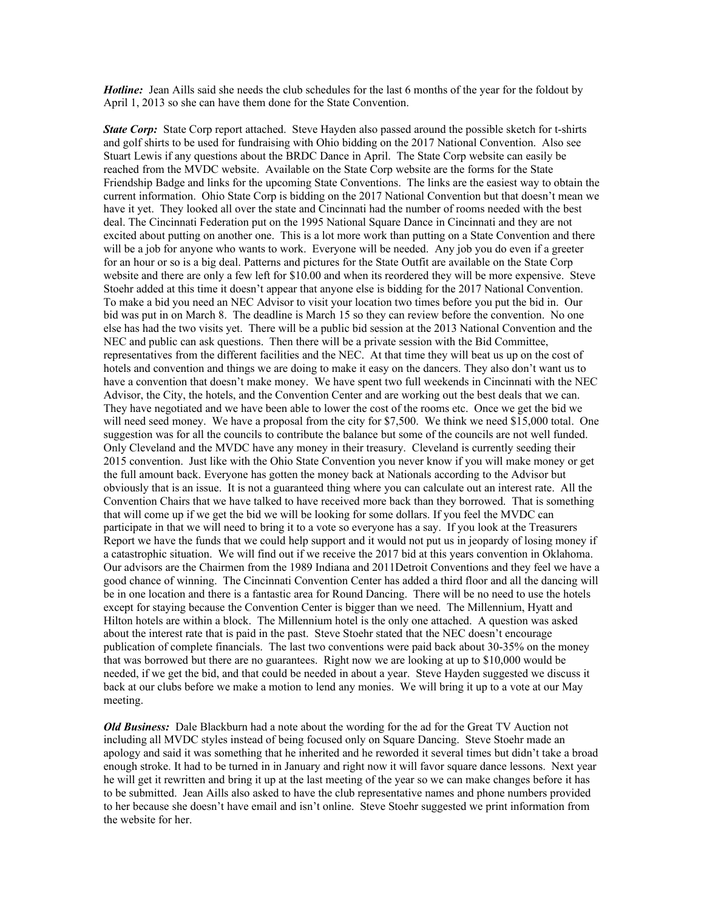***Hotline:*** Jean Aills said she needs the club schedules for the last 6 months of the year for the foldout by April 1, 2013 so she can have them done for the State Convention.

***State Corp:*** State Corp report attached. Steve Hayden also passed around the possible sketch for t-shirts and golf shirts to be used for fundraising with Ohio bidding on the 2017 National Convention. Also see Stuart Lewis if any questions about the BRDC Dance in April. The State Corp website can easily be reached from the MVDC website. Available on the State Corp website are the forms for the State Friendship Badge and links for the upcoming State Conventions. The links are the easiest way to obtain the current information. Ohio State Corp is bidding on the 2017 National Convention but that doesn't mean we have it yet. They looked all over the state and Cincinnati had the number of rooms needed with the best deal. The Cincinnati Federation put on the 1995 National Square Dance in Cincinnati and they are not excited about putting on another one. This is a lot more work than putting on a State Convention and there will be a job for anyone who wants to work. Everyone will be needed. Any job you do even if a greeter for an hour or so is a big deal. Patterns and pictures for the State Outfit are available on the State Corp website and there are only a few left for $10.00 and when its reordered they will be more expensive. Steve Stoehr added at this time it doesn't appear that anyone else is bidding for the 2017 National Convention. To make a bid you need an NEC Advisor to visit your location two times before you put the bid in. Our bid was put in on March 8. The deadline is March 15 so they can review before the convention. No one else has had the two visits yet. There will be a public bid session at the 2013 National Convention and the NEC and public can ask questions. Then there will be a private session with the Bid Committee, representatives from the different facilities and the NEC. At that time they will beat us up on the cost of hotels and convention and things we are doing to make it easy on the dancers. They also don't want us to have a convention that doesn't make money. We have spent two full weekends in Cincinnati with the NEC Advisor, the City, the hotels, and the Convention Center and are working out the best deals that we can. They have negotiated and we have been able to lower the cost of the rooms etc. Once we get the bid we will need seed money. We have a proposal from the city for $7,500. We think we need $15,000 total. One suggestion was for all the councils to contribute the balance but some of the councils are not well funded. Only Cleveland and the MVDC have any money in their treasury. Cleveland is currently seeding their 2015 convention. Just like with the Ohio State Convention you never know if you will make money or get the full amount back. Everyone has gotten the money back at Nationals according to the Advisor but obviously that is an issue. It is not a guaranteed thing where you can calculate out an interest rate. All the Convention Chairs that we have talked to have received more back than they borrowed. That is something that will come up if we get the bid we will be looking for some dollars. If you feel the MVDC can participate in that we will need to bring it to a vote so everyone has a say. If you look at the Treasurers Report we have the funds that we could help support and it would not put us in jeopardy of losing money if a catastrophic situation. We will find out if we receive the 2017 bid at this years convention in Oklahoma. Our advisors are the Chairmen from the 1989 Indiana and 2011Detroit Conventions and they feel we have a good chance of winning. The Cincinnati Convention Center has added a third floor and all the dancing will be in one location and there is a fantastic area for Round Dancing. There will be no need to use the hotels except for staying because the Convention Center is bigger than we need. The Millennium, Hyatt and Hilton hotels are within a block. The Millennium hotel is the only one attached. A question was asked about the interest rate that is paid in the past. Steve Stoehr stated that the NEC doesn't encourage publication of complete financials. The last two conventions were paid back about 30-35% on the money that was borrowed but there are no guarantees. Right now we are looking at up to $10,000 would be needed, if we get the bid, and that could be needed in about a year. Steve Hayden suggested we discuss it back at our clubs before we make a motion to lend any monies. We will bring it up to a vote at our May meeting.

***Old Business:*** Dale Blackburn had a note about the wording for the ad for the Great TV Auction not including all MVDC styles instead of being focused only on Square Dancing. Steve Stoehr made an apology and said it was something that he inherited and he reworded it several times but didn't take a broad enough stroke. It had to be turned in in January and right now it will favor square dance lessons. Next year he will get it rewritten and bring it up at the last meeting of the year so we can make changes before it has to be submitted. Jean Aills also asked to have the club representative names and phone numbers provided to her because she doesn't have email and isn't online. Steve Stoehr suggested we print information from the website for her.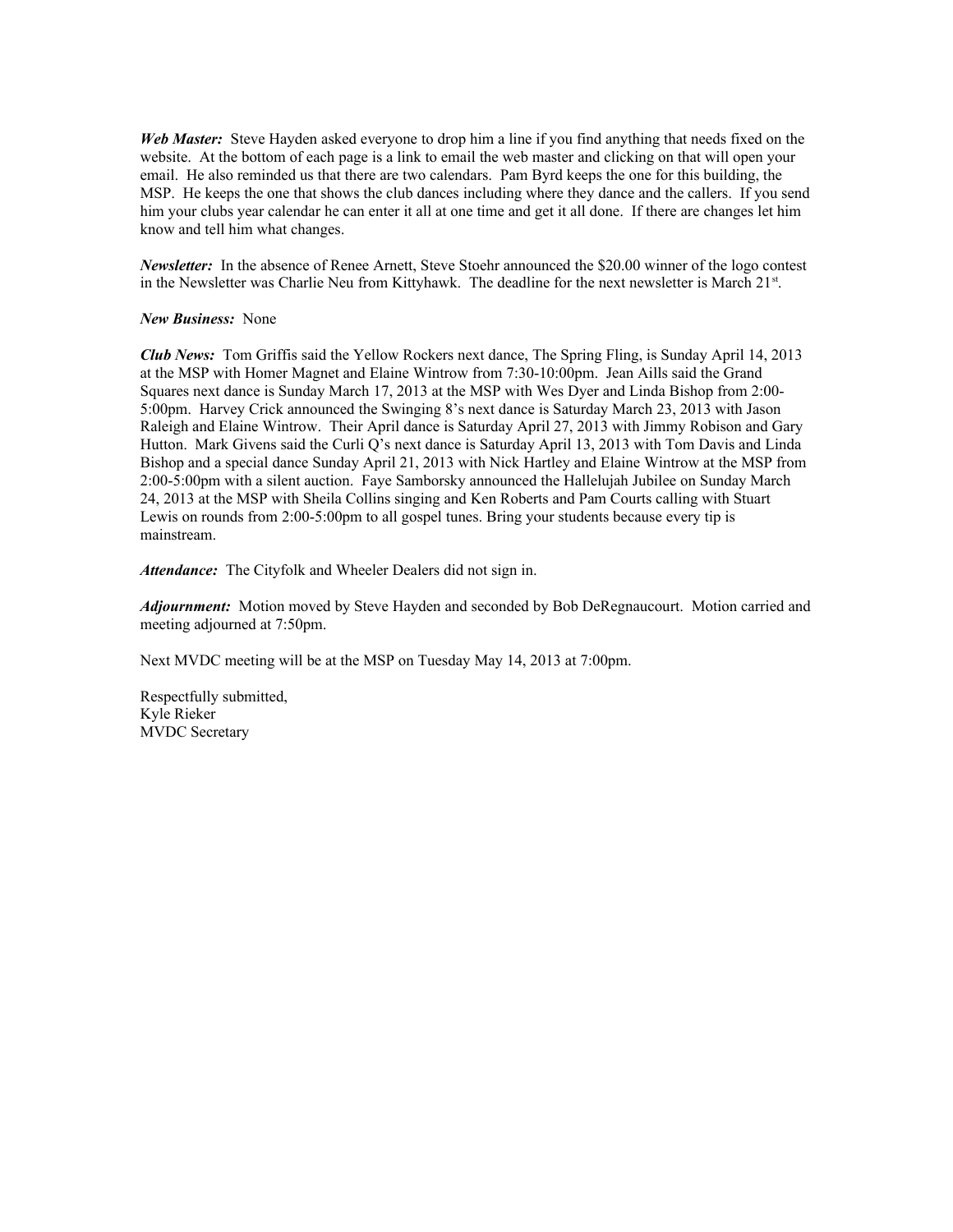***Web Master:*** Steve Hayden asked everyone to drop him a line if you find anything that needs fixed on the website. At the bottom of each page is a link to email the web master and clicking on that will open your email. He also reminded us that there are two calendars. Pam Byrd keeps the one for this building, the MSP. He keeps the one that shows the club dances including where they dance and the callers. If you send him your clubs year calendar he can enter it all at one time and get it all done. If there are changes let him know and tell him what changes.

***Newsletter:*** In the absence of Renee Arnett, Steve Stoehr announced the $20.00 winner of the logo contest in the Newsletter was Charlie Neu from Kittyhawk. The deadline for the next newsletter is March 21st.

***New Business:*** None

***Club News:*** Tom Griffis said the Yellow Rockers next dance, The Spring Fling, is Sunday April 14, 2013 at the MSP with Homer Magnet and Elaine Wintrow from 7:30-10:00pm. Jean Aills said the Grand Squares next dance is Sunday March 17, 2013 at the MSP with Wes Dyer and Linda Bishop from 2:00-5:00pm. Harvey Crick announced the Swinging 8's next dance is Saturday March 23, 2013 with Jason Raleigh and Elaine Wintrow. Their April dance is Saturday April 27, 2013 with Jimmy Robison and Gary Hutton. Mark Givens said the Curli Q's next dance is Saturday April 13, 2013 with Tom Davis and Linda Bishop and a special dance Sunday April 21, 2013 with Nick Hartley and Elaine Wintrow at the MSP from 2:00-5:00pm with a silent auction. Faye Samborsky announced the Hallelujah Jubilee on Sunday March 24, 2013 at the MSP with Sheila Collins singing and Ken Roberts and Pam Courts calling with Stuart Lewis on rounds from 2:00-5:00pm to all gospel tunes. Bring your students because every tip is mainstream.

***Attendance:*** The Cityfolk and Wheeler Dealers did not sign in.

***Adjournment:*** Motion moved by Steve Hayden and seconded by Bob DeRegnaucourt. Motion carried and meeting adjourned at 7:50pm.

Next MVDC meeting will be at the MSP on Tuesday May 14, 2013 at 7:00pm.

Respectfully submitted,  
Kyle Rieker  
MVDC Secretary